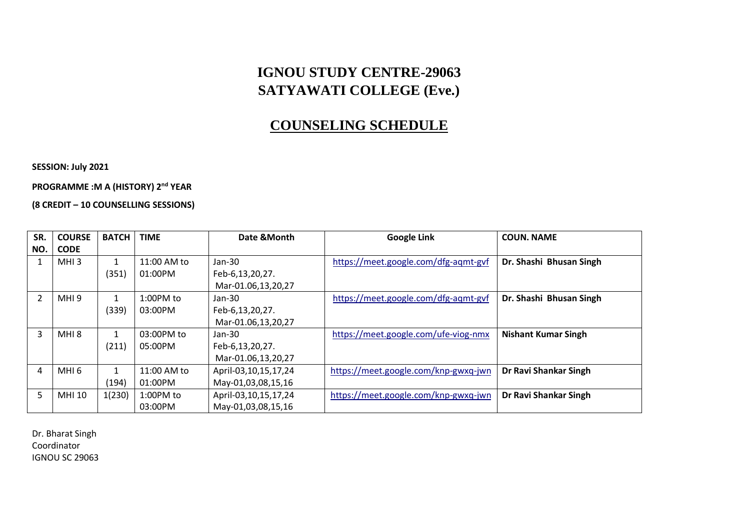# IGNOU STUDY CENTRE-29063
# SATYAWATI COLLEGE (Eve.)

## COUNSELING SCHEDULE

**SESSION: July 2021**

**PROGRAMME :M A (HISTORY) 2nd YEAR**

**(8 CREDIT – 10 COUNSELLING SESSIONS)**

| SR. NO. | COURSE CODE | BATCH | TIME | Date &Month | Google Link | COUN. NAME |
|---|---|---|---|---|---|---|
| 1 | MHI 3 | 1 (351) | 11:00 AM to 01:00PM | Jan-30 Feb-6,13,20,27. Mar-01.06,13,20,27 | https://meet.google.com/dfg-aqmt-gvf | **Dr. Shashi Bhusan Singh** |
| 2 | MHI 9 | 1 (339) | 1:00PM to 03:00PM | Jan-30 Feb-6,13,20,27. Mar-01.06,13,20,27 | https://meet.google.com/dfg-aqmt-gvf | **Dr. Shashi Bhusan Singh** |
| 3 | MHI 8 | 1 (211) | 03:00PM to 05:00PM | Jan-30 Feb-6,13,20,27. Mar-01.06,13,20,27 | https://meet.google.com/ufe-viog-nmx | **Nishant Kumar Singh** |
| 4 | MHI 6 | 1 (194) | 11:00 AM to 01:00PM | April-03,10,15,17,24 May-01,03,08,15,16 | https://meet.google.com/knp-gwxq-jwn | **Dr Ravi Shankar Singh** |
| 5 | MHI 10 | 1(230) | 1:00PM to 03:00PM | April-03,10,15,17,24 May-01,03,08,15,16 | https://meet.google.com/knp-gwxq-jwn | **Dr Ravi Shankar Singh** |

Dr. Bharat Singh
Coordinator
IGNOU SC 29063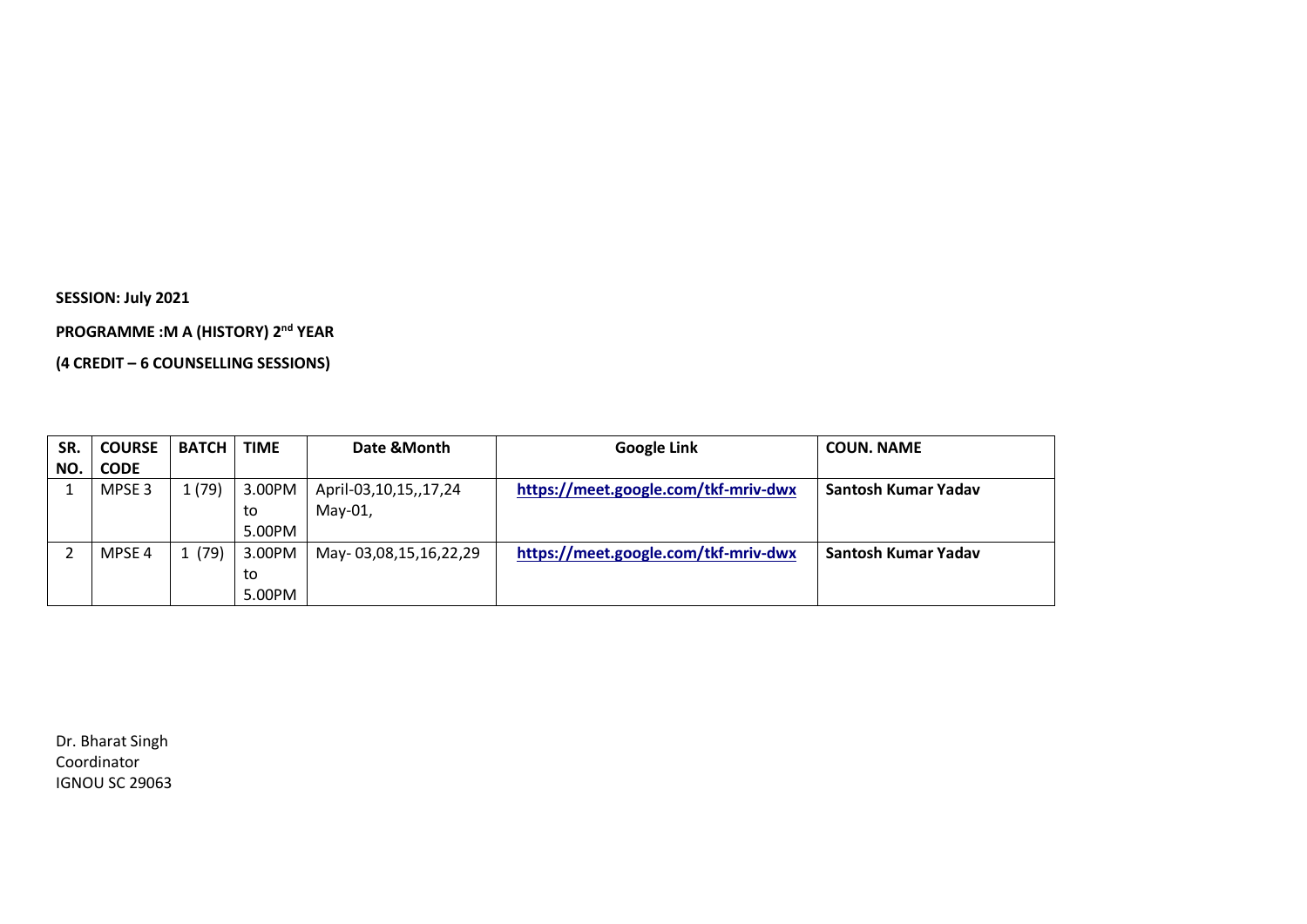**SESSION: July 2021**

**PROGRAMME :M A (HISTORY) 2nd YEAR**

**(4 CREDIT – 6 COUNSELLING SESSIONS)**

| SR. NO. | COURSE CODE | BATCH | TIME | Date &Month | Google Link | COUN. NAME |
|---|---|---|---|---|---|---|
| 1 | MPSE 3 | 1 (79) | 3.00PM to 5.00PM | April-03,10,15,,17,24 May-01, | https://meet.google.com/tkf-mriv-dwx | **Santosh Kumar Yadav** |
| 2 | MPSE 4 | 1 (79) | 3.00PM to 5.00PM | May- 03,08,15,16,22,29 | https://meet.google.com/tkf-mriv-dwx | **Santosh Kumar Yadav** |

Dr. Bharat Singh
Coordinator
IGNOU SC 29063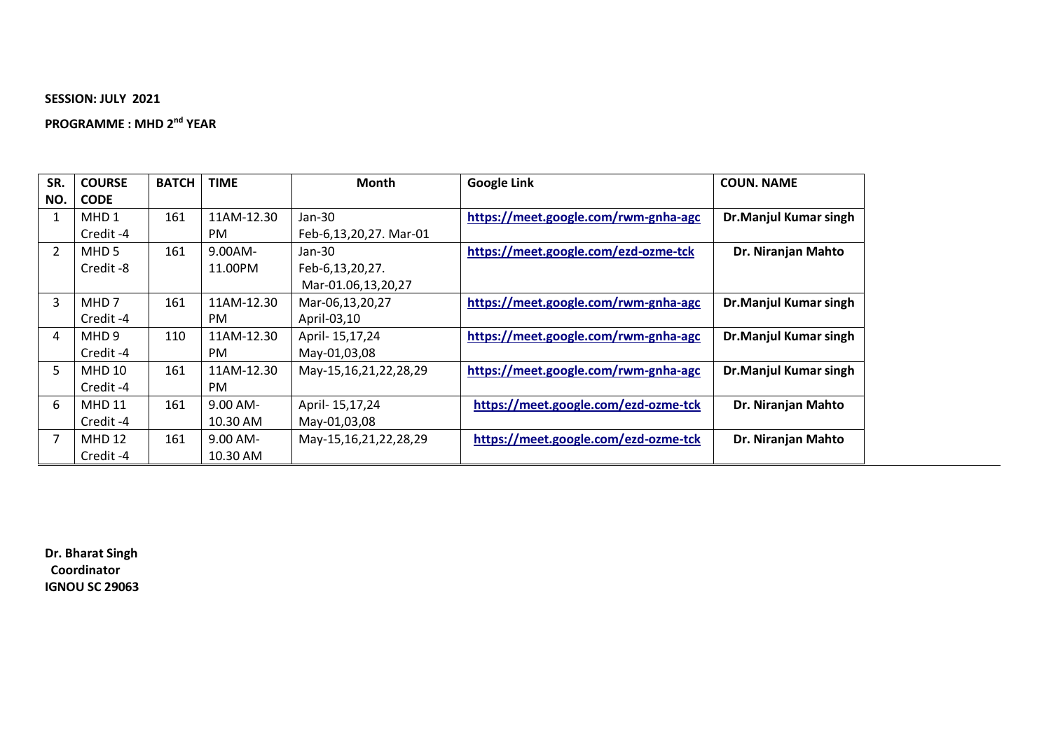**SESSION: JULY 2021**

**PROGRAMME : MHD 2nd YEAR**

| SR. NO. | COURSE CODE | BATCH | TIME | Month | Google Link | COUN. NAME |
|---|---|---|---|---|---|---|
| 1 | MHD 1 Credit -4 | 161 | 11AM-12.30 PM | Jan-30 Feb-6,13,20,27. Mar-01 | https://meet.google.com/rwm-gnha-agc | Dr.Manjul Kumar singh |
| 2 | MHD 5 Credit -8 | 161 | 9.00AM-11.00PM | Jan-30 Feb-6,13,20,27. Mar-01.06,13,20,27 | https://meet.google.com/ezd-ozme-tck | Dr. Niranjan Mahto |
| 3 | MHD 7 Credit -4 | 161 | 11AM-12.30 PM | Mar-06,13,20,27 April-03,10 | https://meet.google.com/rwm-gnha-agc | Dr.Manjul Kumar singh |
| 4 | MHD 9 Credit -4 | 110 | 11AM-12.30 PM | April- 15,17,24 May-01,03,08 | https://meet.google.com/rwm-gnha-agc | Dr.Manjul Kumar singh |
| 5 | MHD 10 Credit -4 | 161 | 11AM-12.30 PM | May-15,16,21,22,28,29 | https://meet.google.com/rwm-gnha-agc | Dr.Manjul Kumar singh |
| 6 | MHD 11 Credit -4 | 161 | 9.00 AM-10.30 AM | April- 15,17,24 May-01,03,08 | https://meet.google.com/ezd-ozme-tck | Dr. Niranjan Mahto |
| 7 | MHD 12 Credit -4 | 161 | 9.00 AM-10.30 AM | May-15,16,21,22,28,29 | https://meet.google.com/ezd-ozme-tck | Dr. Niranjan Mahto |

**Dr. Bharat Singh**
**Coordinator**
**IGNOU SC 29063**